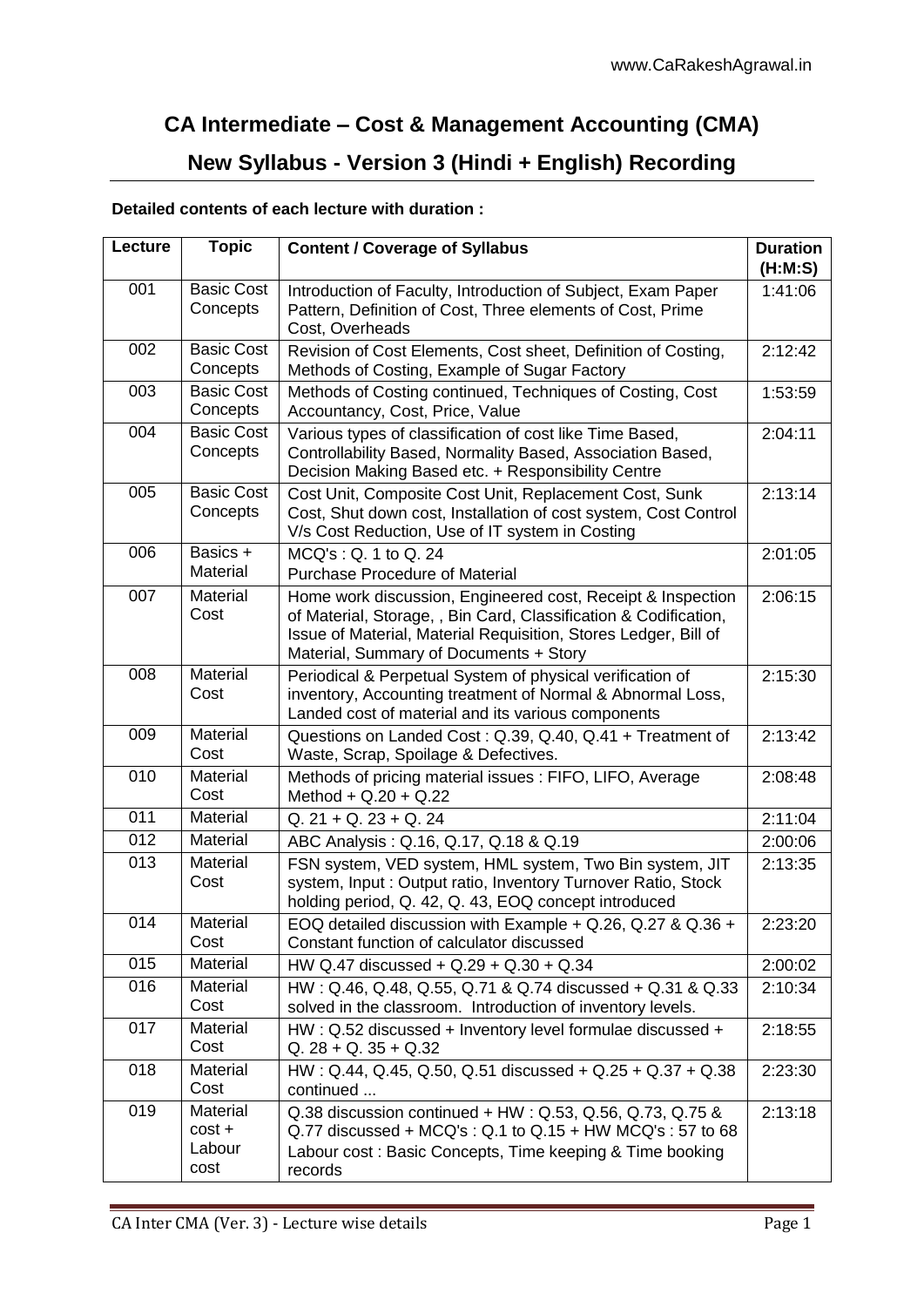# CA Intermediate – Cost & Management Accounting (CMA)

## New Syllabus - Version 3 (Hindi + English) Recording

**Detailed contents of each lecture with duration :**

| Lecture | Topic | Content / Coverage of Syllabus | Duration (H:M:S) |
|---|---|---|---|
| 001 | Basic Cost Concepts | Introduction of Faculty, Introduction of Subject, Exam Paper Pattern, Definition of Cost, Three elements of Cost, Prime Cost, Overheads | 1:41:06 |
| 002 | Basic Cost Concepts | Revision of Cost Elements, Cost sheet, Definition of Costing, Methods of Costing, Example of Sugar Factory | 2:12:42 |
| 003 | Basic Cost Concepts | Methods of Costing continued, Techniques of Costing, Cost Accountancy, Cost, Price, Value | 1:53:59 |
| 004 | Basic Cost Concepts | Various types of classification of cost like Time Based, Controllability Based, Normality Based, Association Based, Decision Making Based etc. + Responsibility Centre | 2:04:11 |
| 005 | Basic Cost Concepts | Cost Unit, Composite Cost Unit, Replacement Cost, Sunk Cost, Shut down cost, Installation of cost system, Cost Control V/s Cost Reduction, Use of IT system in Costing | 2:13:14 |
| 006 | Basics + Material | MCQ's : Q. 1 to Q. 24<br>Purchase Procedure of Material | 2:01:05 |
| 007 | Material Cost | Home work discussion, Engineered cost, Receipt & Inspection of Material, Storage, , Bin Card, Classification & Codification, Issue of Material, Material Requisition, Stores Ledger, Bill of Material, Summary of Documents + Story | 2:06:15 |
| 008 | Material Cost | Periodical & Perpetual System of physical verification of inventory, Accounting treatment of Normal & Abnormal Loss, Landed cost of material and its various components | 2:15:30 |
| 009 | Material Cost | Questions on Landed Cost : Q.39, Q.40, Q.41 + Treatment of Waste, Scrap, Spoilage & Defectives. | 2:13:42 |
| 010 | Material Cost | Methods of pricing material issues : FIFO, LIFO, Average Method + Q.20 + Q.22 | 2:08:48 |
| 011 | Material | Q. 21 + Q. 23 + Q. 24 | 2:11:04 |
| 012 | Material | ABC Analysis : Q.16, Q.17, Q.18 & Q.19 | 2:00:06 |
| 013 | Material Cost | FSN system, VED system, HML system, Two Bin system, JIT system, Input : Output ratio, Inventory Turnover Ratio, Stock holding period, Q. 42, Q. 43, EOQ concept introduced | 2:13:35 |
| 014 | Material Cost | EOQ detailed discussion with Example + Q.26, Q.27 & Q.36 + Constant function of calculator discussed | 2:23:20 |
| 015 | Material | HW Q.47 discussed + Q.29 + Q.30 + Q.34 | 2:00:02 |
| 016 | Material Cost | HW : Q.46, Q.48, Q.55, Q.71 & Q.74 discussed + Q.31 & Q.33 solved in the classroom. Introduction of inventory levels. | 2:10:34 |
| 017 | Material Cost | HW : Q.52 discussed + Inventory level formulae discussed + Q. 28 + Q. 35 + Q.32 | 2:18:55 |
| 018 | Material Cost | HW : Q.44, Q.45, Q.50, Q.51 discussed + Q.25 + Q.37 + Q.38 continued ... | 2:23:30 |
| 019 | Material cost + Labour cost | Q.38 discussion continued + HW : Q.53, Q.56, Q.73, Q.75 & Q.77 discussed + MCQ's : Q.1 to Q.15 + HW MCQ's : 57 to 68<br>Labour cost : Basic Concepts, Time keeping & Time booking records | 2:13:18 |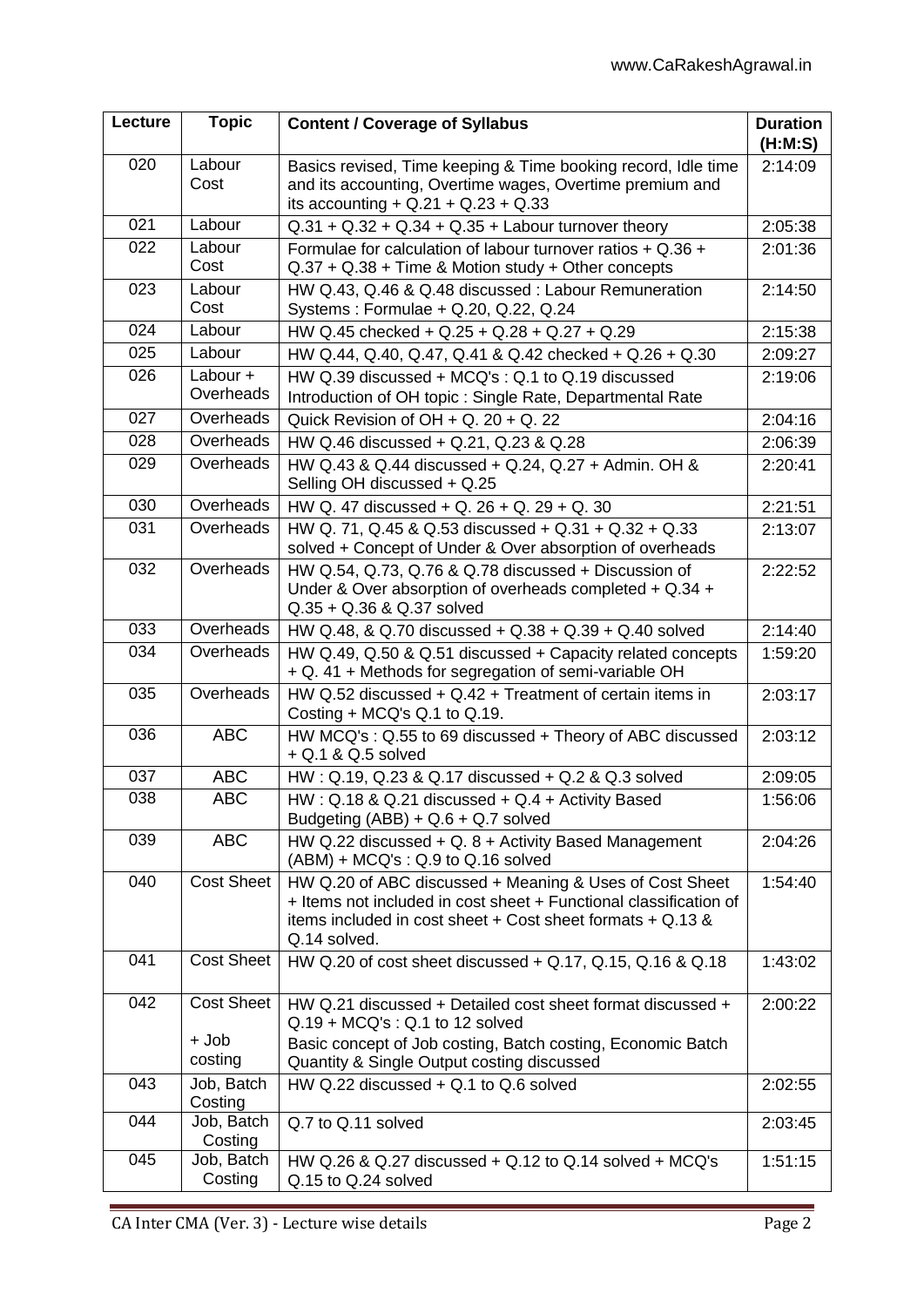| Lecture | Topic | Content / Coverage of Syllabus | Duration (H:M:S) |
|---|---|---|---|
| 020 | Labour Cost | Basics revised, Time keeping & Time booking record, Idle time and its accounting, Overtime wages, Overtime premium and its accounting + Q.21 + Q.23 + Q.33 | 2:14:09 |
| 021 | Labour | Q.31 + Q.32 + Q.34 + Q.35 + Labour turnover theory | 2:05:38 |
| 022 | Labour Cost | Formulae for calculation of labour turnover ratios + Q.36 + Q.37 + Q.38 + Time & Motion study + Other concepts | 2:01:36 |
| 023 | Labour Cost | HW Q.43, Q.46 & Q.48 discussed : Labour Remuneration Systems : Formulae + Q.20, Q.22, Q.24 | 2:14:50 |
| 024 | Labour | HW Q.45 checked + Q.25 + Q.28 + Q.27 + Q.29 | 2:15:38 |
| 025 | Labour | HW Q.44, Q.40, Q.47, Q.41 & Q.42 checked + Q.26 + Q.30 | 2:09:27 |
| 026 | Labour + Overheads | HW Q.39 discussed + MCQ's : Q.1 to Q.19 discussed<br>Introduction of OH topic : Single Rate, Departmental Rate | 2:19:06 |
| 027 | Overheads | Quick Revision of OH + Q. 20 + Q. 22 | 2:04:16 |
| 028 | Overheads | HW Q.46 discussed + Q.21, Q.23 & Q.28 | 2:06:39 |
| 029 | Overheads | HW Q.43 & Q.44 discussed + Q.24, Q.27 + Admin. OH & Selling OH discussed + Q.25 | 2:20:41 |
| 030 | Overheads | HW Q. 47 discussed + Q. 26 + Q. 29 + Q. 30 | 2:21:51 |
| 031 | Overheads | HW Q. 71, Q.45 & Q.53 discussed + Q.31 + Q.32 + Q.33 solved + Concept of Under & Over absorption of overheads | 2:13:07 |
| 032 | Overheads | HW Q.54, Q.73, Q.76 & Q.78 discussed + Discussion of Under & Over absorption of overheads completed + Q.34 + Q.35 + Q.36 & Q.37 solved | 2:22:52 |
| 033 | Overheads | HW Q.48, & Q.70 discussed + Q.38 + Q.39 + Q.40 solved | 2:14:40 |
| 034 | Overheads | HW Q.49, Q.50 & Q.51 discussed + Capacity related concepts + Q. 41 + Methods for segregation of semi-variable OH | 1:59:20 |
| 035 | Overheads | HW Q.52 discussed + Q.42 + Treatment of certain items in Costing + MCQ's Q.1 to Q.19. | 2:03:17 |
| 036 | ABC | HW MCQ's : Q.55 to 69 discussed + Theory of ABC discussed + Q.1 & Q.5 solved | 2:03:12 |
| 037 | ABC | HW : Q.19, Q.23 & Q.17 discussed + Q.2 & Q.3 solved | 2:09:05 |
| 038 | ABC | HW : Q.18 & Q.21 discussed + Q.4 + Activity Based Budgeting (ABB) + Q.6 + Q.7 solved | 1:56:06 |
| 039 | ABC | HW Q.22 discussed + Q. 8 + Activity Based Management (ABM) + MCQ's : Q.9 to Q.16 solved | 2:04:26 |
| 040 | Cost Sheet | HW Q.20 of ABC discussed + Meaning & Uses of Cost Sheet + Items not included in cost sheet + Functional classification of items included in cost sheet + Cost sheet formats + Q.13 & Q.14 solved. | 1:54:40 |
| 041 | Cost Sheet | HW Q.20 of cost sheet discussed + Q.17, Q.15, Q.16 & Q.18 | 1:43:02 |
| 042 | Cost Sheet + Job costing | HW Q.21 discussed + Detailed cost sheet format discussed + Q.19 + MCQ's : Q.1 to 12 solved<br>Basic concept of Job costing, Batch costing, Economic Batch Quantity & Single Output costing discussed | 2:00:22 |
| 043 | Job, Batch Costing | HW Q.22 discussed + Q.1 to Q.6 solved | 2:02:55 |
| 044 | Job, Batch Costing | Q.7 to Q.11 solved | 2:03:45 |
| 045 | Job, Batch Costing | HW Q.26 & Q.27 discussed + Q.12 to Q.14 solved + MCQ's Q.15 to Q.24 solved | 1:51:15 |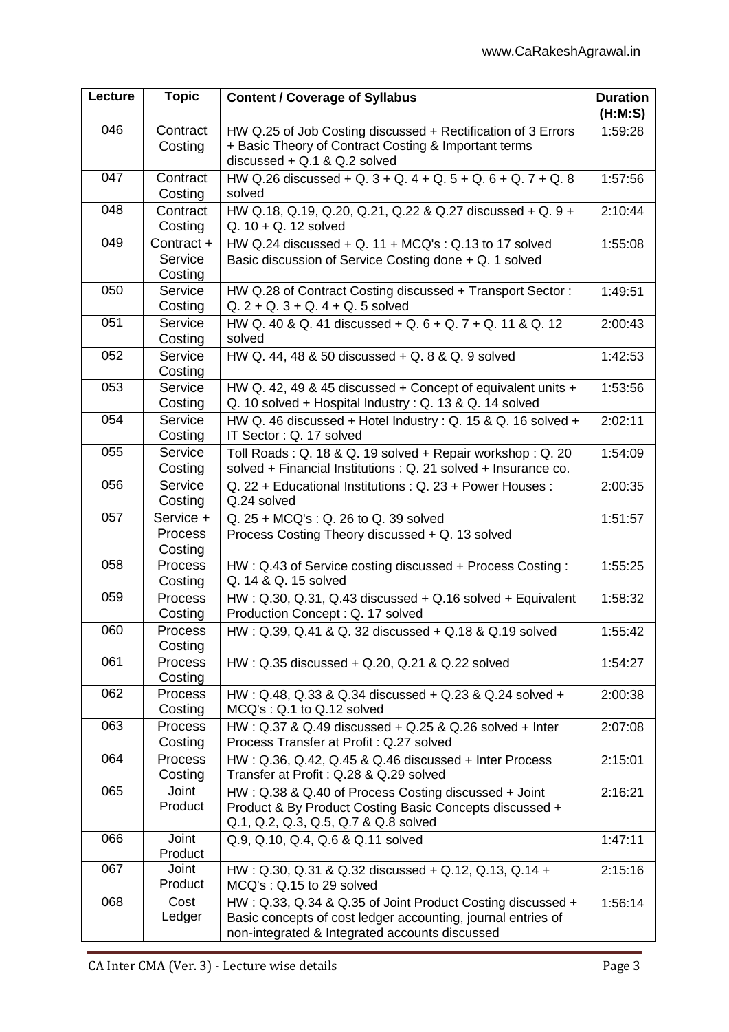| Lecture | Topic | Content / Coverage of Syllabus | Duration (H:M:S) |
|---|---|---|---|
| 046 | Contract Costing | HW Q.25 of Job Costing discussed + Rectification of 3 Errors + Basic Theory of Contract Costing & Important terms discussed + Q.1 & Q.2 solved | 1:59:28 |
| 047 | Contract Costing | HW Q.26 discussed + Q. 3 + Q. 4 + Q. 5 + Q. 6 + Q. 7 + Q. 8 solved | 1:57:56 |
| 048 | Contract Costing | HW Q.18, Q.19, Q.20, Q.21, Q.22 & Q.27 discussed + Q. 9 + Q. 10 + Q. 12 solved | 2:10:44 |
| 049 | Contract + Service Costing | HW Q.24 discussed + Q. 11 + MCQ's : Q.13 to 17 solved<br>Basic discussion of Service Costing done + Q. 1 solved | 1:55:08 |
| 050 | Service Costing | HW Q.28 of Contract Costing discussed + Transport Sector : Q. 2 + Q. 3 + Q. 4 + Q. 5 solved | 1:49:51 |
| 051 | Service Costing | HW Q. 40 & Q. 41 discussed + Q. 6 + Q. 7 + Q. 11 & Q. 12 solved | 2:00:43 |
| 052 | Service Costing | HW Q. 44, 48 & 50 discussed + Q. 8 & Q. 9 solved | 1:42:53 |
| 053 | Service Costing | HW Q. 42, 49 & 45 discussed + Concept of equivalent units + Q. 10 solved + Hospital Industry : Q. 13 & Q. 14 solved | 1:53:56 |
| 054 | Service Costing | HW Q. 46 discussed + Hotel Industry : Q. 15 & Q. 16 solved + IT Sector : Q. 17 solved | 2:02:11 |
| 055 | Service Costing | Toll Roads : Q. 18 & Q. 19 solved + Repair workshop : Q. 20 solved + Financial Institutions : Q. 21 solved + Insurance co. | 1:54:09 |
| 056 | Service Costing | Q. 22 + Educational Institutions : Q. 23 + Power Houses : Q.24 solved | 2:00:35 |
| 057 | Service + Process Costing | Q. 25 + MCQ's : Q. 26 to Q. 39 solved<br>Process Costing Theory discussed + Q. 13 solved | 1:51:57 |
| 058 | Process Costing | HW : Q.43 of Service costing discussed + Process Costing : Q. 14 & Q. 15 solved | 1:55:25 |
| 059 | Process Costing | HW : Q.30, Q.31, Q.43 discussed + Q.16 solved + Equivalent Production Concept : Q. 17 solved | 1:58:32 |
| 060 | Process Costing | HW : Q.39, Q.41 & Q. 32 discussed + Q.18 & Q.19 solved | 1:55:42 |
| 061 | Process Costing | HW : Q.35 discussed + Q.20, Q.21 & Q.22 solved | 1:54:27 |
| 062 | Process Costing | HW : Q.48, Q.33 & Q.34 discussed + Q.23 & Q.24 solved + MCQ's : Q.1 to Q.12 solved | 2:00:38 |
| 063 | Process Costing | HW : Q.37 & Q.49 discussed + Q.25 & Q.26 solved + Inter Process Transfer at Profit : Q.27 solved | 2:07:08 |
| 064 | Process Costing | HW : Q.36, Q.42, Q.45 & Q.46 discussed + Inter Process Transfer at Profit : Q.28 & Q.29 solved | 2:15:01 |
| 065 | Joint Product | HW : Q.38 & Q.40 of Process Costing discussed + Joint Product & By Product Costing Basic Concepts discussed + Q.1, Q.2, Q.3, Q.5, Q.7 & Q.8 solved | 2:16:21 |
| 066 | Joint Product | Q.9, Q.10, Q.4, Q.6 & Q.11 solved | 1:47:11 |
| 067 | Joint Product | HW : Q.30, Q.31 & Q.32 discussed + Q.12, Q.13, Q.14 + MCQ's : Q.15 to 29 solved | 2:15:16 |
| 068 | Cost Ledger | HW : Q.33, Q.34 & Q.35 of Joint Product Costing discussed + Basic concepts of cost ledger accounting, journal entries of non-integrated & Integrated accounts discussed | 1:56:14 |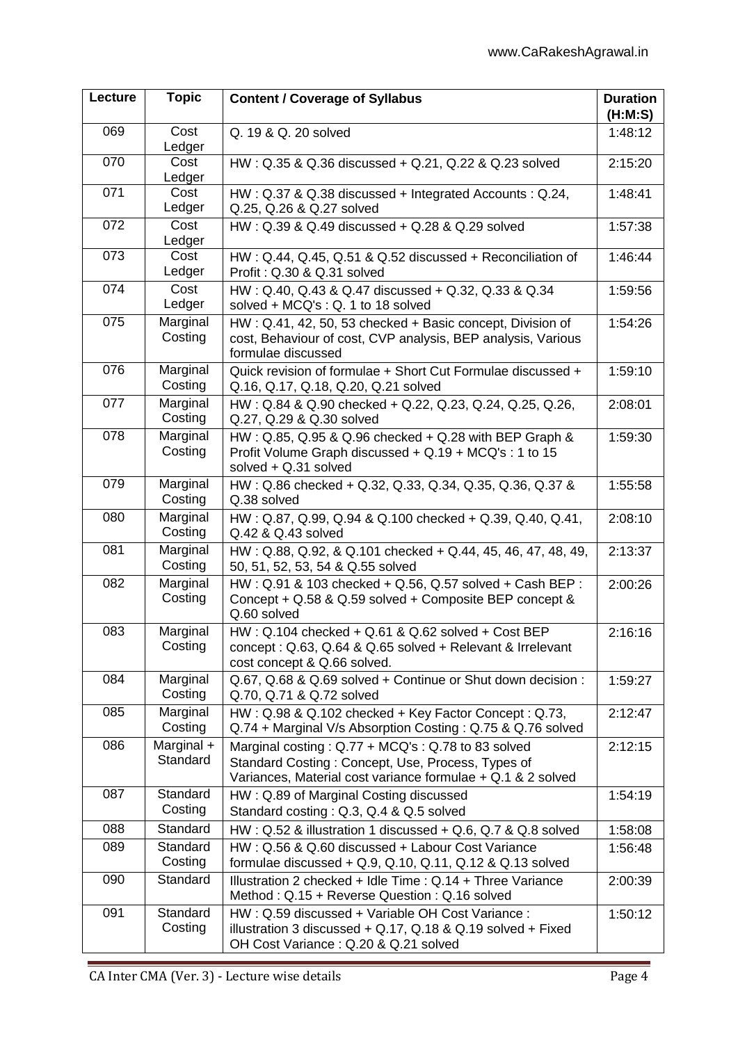| Lecture | Topic | Content / Coverage of Syllabus | Duration (H:M:S) |
|---|---|---|---|
| 069 | Cost Ledger | Q. 19 & Q. 20 solved | 1:48:12 |
| 070 | Cost Ledger | HW : Q.35 & Q.36 discussed + Q.21, Q.22 & Q.23 solved | 2:15:20 |
| 071 | Cost Ledger | HW : Q.37 & Q.38 discussed + Integrated Accounts : Q.24, Q.25, Q.26 & Q.27 solved | 1:48:41 |
| 072 | Cost Ledger | HW : Q.39 & Q.49 discussed + Q.28 & Q.29 solved | 1:57:38 |
| 073 | Cost Ledger | HW : Q.44, Q.45, Q.51 & Q.52 discussed + Reconciliation of Profit : Q.30 & Q.31 solved | 1:46:44 |
| 074 | Cost Ledger | HW : Q.40, Q.43 & Q.47 discussed + Q.32, Q.33 & Q.34 solved + MCQ's : Q. 1 to 18 solved | 1:59:56 |
| 075 | Marginal Costing | HW : Q.41, 42, 50, 53 checked + Basic concept, Division of cost, Behaviour of cost, CVP analysis, BEP analysis, Various formulae discussed | 1:54:26 |
| 076 | Marginal Costing | Quick revision of formulae + Short Cut Formulae discussed + Q.16, Q.17, Q.18, Q.20, Q.21 solved | 1:59:10 |
| 077 | Marginal Costing | HW : Q.84 & Q.90 checked + Q.22, Q.23, Q.24, Q.25, Q.26, Q.27, Q.29 & Q.30 solved | 2:08:01 |
| 078 | Marginal Costing | HW : Q.85, Q.95 & Q.96 checked + Q.28 with BEP Graph & Profit Volume Graph discussed + Q.19 + MCQ's : 1 to 15 solved + Q.31 solved | 1:59:30 |
| 079 | Marginal Costing | HW : Q.86 checked + Q.32, Q.33, Q.34, Q.35, Q.36, Q.37 & Q.38 solved | 1:55:58 |
| 080 | Marginal Costing | HW : Q.87, Q.99, Q.94 & Q.100 checked + Q.39, Q.40, Q.41, Q.42 & Q.43 solved | 2:08:10 |
| 081 | Marginal Costing | HW : Q.88, Q.92, & Q.101 checked + Q.44, 45, 46, 47, 48, 49, 50, 51, 52, 53, 54 & Q.55 solved | 2:13:37 |
| 082 | Marginal Costing | HW : Q.91 & 103 checked + Q.56, Q.57 solved + Cash BEP : Concept + Q.58 & Q.59 solved + Composite BEP concept & Q.60 solved | 2:00:26 |
| 083 | Marginal Costing | HW : Q.104 checked + Q.61 & Q.62 solved + Cost BEP concept : Q.63, Q.64 & Q.65 solved + Relevant & Irrelevant cost concept & Q.66 solved. | 2:16:16 |
| 084 | Marginal Costing | Q.67, Q.68 & Q.69 solved + Continue or Shut down decision : Q.70, Q.71 & Q.72 solved | 1:59:27 |
| 085 | Marginal Costing | HW : Q.98 & Q.102 checked + Key Factor Concept : Q.73, Q.74 + Marginal V/s Absorption Costing : Q.75 & Q.76 solved | 2:12:47 |
| 086 | Marginal + Standard | Marginal costing : Q.77 + MCQ's : Q.78 to 83 solved<br>Standard Costing : Concept, Use, Process, Types of Variances, Material cost variance formulae + Q.1 & 2 solved | 2:12:15 |
| 087 | Standard Costing | HW : Q.89 of Marginal Costing discussed<br>Standard costing : Q.3, Q.4 & Q.5 solved | 1:54:19 |
| 088 | Standard | HW : Q.52 & illustration 1 discussed + Q.6, Q.7 & Q.8 solved | 1:58:08 |
| 089 | Standard Costing | HW : Q.56 & Q.60 discussed + Labour Cost Variance formulae discussed + Q.9, Q.10, Q.11, Q.12 & Q.13 solved | 1:56:48 |
| 090 | Standard | Illustration 2 checked + Idle Time : Q.14 + Three Variance Method : Q.15 + Reverse Question : Q.16 solved | 2:00:39 |
| 091 | Standard Costing | HW : Q.59 discussed + Variable OH Cost Variance : illustration 3 discussed + Q.17, Q.18 & Q.19 solved + Fixed OH Cost Variance : Q.20 & Q.21 solved | 1:50:12 |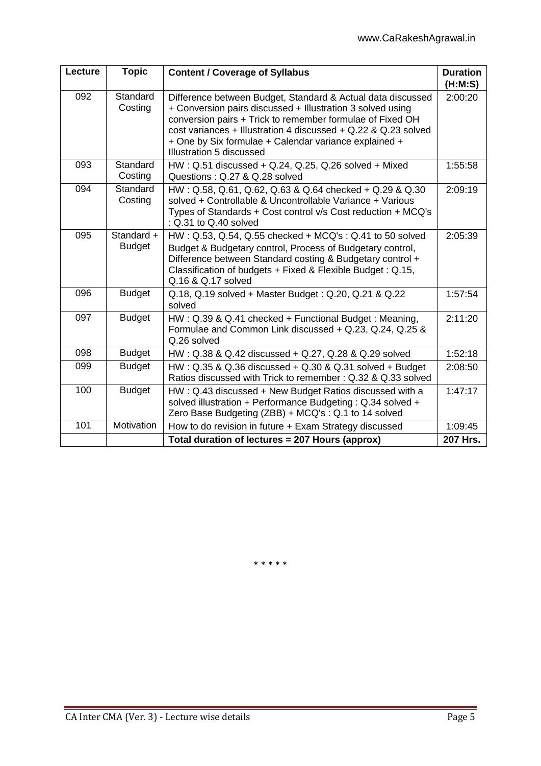| Lecture | Topic | Content / Coverage of Syllabus | Duration (H:M:S) |
| --- | --- | --- | --- |
| 092 | Standard Costing | Difference between Budget, Standard & Actual data discussed + Conversion pairs discussed + Illustration 3 solved using conversion pairs + Trick to remember formulae of Fixed OH cost variances + Illustration 4 discussed + Q.22 & Q.23 solved + One by Six formulae + Calendar variance explained + Illustration 5 discussed | 2:00:20 |
| 093 | Standard Costing | HW : Q.51 discussed + Q.24, Q.25, Q.26 solved + Mixed Questions : Q.27 & Q.28 solved | 1:55:58 |
| 094 | Standard Costing | HW : Q.58, Q.61, Q.62, Q.63 & Q.64 checked + Q.29 & Q.30 solved + Controllable & Uncontrollable Variance + Various Types of Standards + Cost control v/s Cost reduction + MCQ's : Q.31 to Q.40 solved | 2:09:19 |
| 095 | Standard + Budget | HW : Q.53, Q.54, Q.55 checked + MCQ's : Q.41 to 50 solved Budget & Budgetary control, Process of Budgetary control, Difference between Standard costing & Budgetary control + Classification of budgets + Fixed & Flexible Budget : Q.15, Q.16 & Q.17 solved | 2:05:39 |
| 096 | Budget | Q.18, Q.19 solved + Master Budget : Q.20, Q.21 & Q.22 solved | 1:57:54 |
| 097 | Budget | HW : Q.39 & Q.41 checked + Functional Budget : Meaning, Formulae and Common Link discussed + Q.23, Q.24, Q.25 & Q.26 solved | 2:11:20 |
| 098 | Budget | HW : Q.38 & Q.42 discussed + Q.27, Q.28 & Q.29 solved | 1:52:18 |
| 099 | Budget | HW : Q.35 & Q.36 discussed + Q.30 & Q.31 solved + Budget Ratios discussed with Trick to remember : Q.32 & Q.33 solved | 2:08:50 |
| 100 | Budget | HW : Q.43 discussed + New Budget Ratios discussed with a solved illustration + Performance Budgeting : Q.34 solved + Zero Base Budgeting (ZBB) + MCQ's : Q.1 to 14 solved | 1:47:17 |
| 101 | Motivation | How to do revision in future + Exam Strategy discussed | 1:09:45 |
| | | **Total duration of lectures = 207 Hours (approx)** | **207 Hrs.** |

\* \* \* \* \*